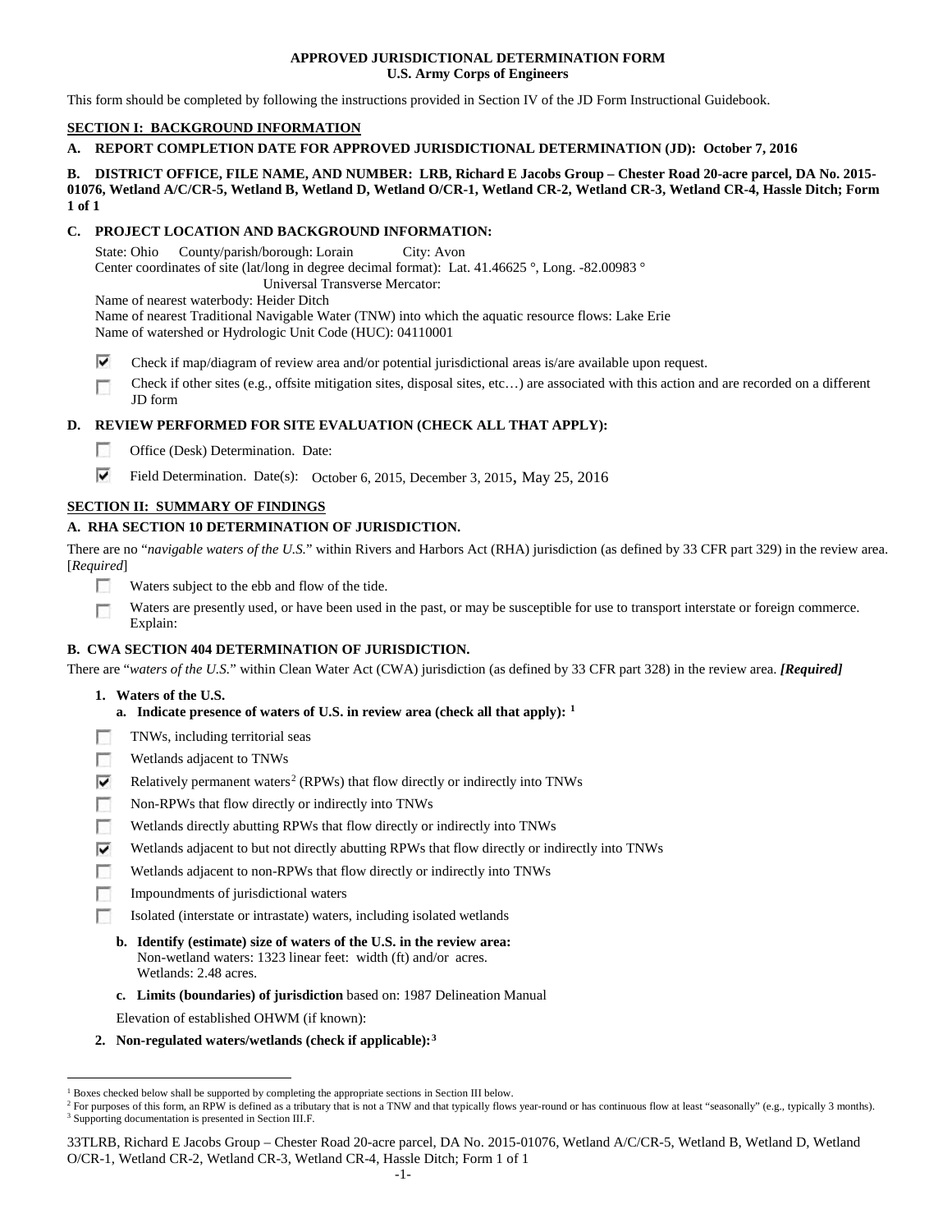**APPROVED JURISDICTIONAL DETERMINATION FORM**
**U.S. Army Corps of Engineers**

This form should be completed by following the instructions provided in Section IV of the JD Form Instructional Guidebook.

## SECTION I: BACKGROUND INFORMATION

**A. REPORT COMPLETION DATE FOR APPROVED JURISDICTIONAL DETERMINATION (JD): October 7, 2016**

**B. DISTRICT OFFICE, FILE NAME, AND NUMBER: LRB, Richard E Jacobs Group – Chester Road 20-acre parcel, DA No. 2015-01076, Wetland A/C/CR-5, Wetland B, Wetland D, Wetland O/CR-1, Wetland CR-2, Wetland CR-3, Wetland CR-4, Hassle Ditch; Form 1 of 1**

**C. PROJECT LOCATION AND BACKGROUND INFORMATION:**

State: Ohio County/parish/borough: Lorain City: Avon
Center coordinates of site (lat/long in degree decimal format): Lat. 41.46625 °, Long. -82.00983 °
Universal Transverse Mercator:
Name of nearest waterbody: Heider Ditch
Name of nearest Traditional Navigable Water (TNW) into which the aquatic resource flows: Lake Erie
Name of watershed or Hydrologic Unit Code (HUC): 04110001

- ☑ Check if map/diagram of review area and/or potential jurisdictional areas is/are available upon request.
- ☐ Check if other sites (e.g., offsite mitigation sites, disposal sites, etc…) are associated with this action and are recorded on a different JD form

**D. REVIEW PERFORMED FOR SITE EVALUATION (CHECK ALL THAT APPLY):**

- ☐ Office (Desk) Determination. Date:
- ☑ Field Determination. Date(s): October 6, 2015, December 3, 2015, May 25, 2016

## SECTION II: SUMMARY OF FINDINGS

**A. RHA SECTION 10 DETERMINATION OF JURISDICTION.**

There are no "*navigable waters of the U.S.*" within Rivers and Harbors Act (RHA) jurisdiction (as defined by 33 CFR part 329) in the review area. [*Required*]

- ☐ Waters subject to the ebb and flow of the tide.
- ☐ Waters are presently used, or have been used in the past, or may be susceptible for use to transport interstate or foreign commerce. Explain:

**B. CWA SECTION 404 DETERMINATION OF JURISDICTION.**

There are "*waters of the U.S.*" within Clean Water Act (CWA) jurisdiction (as defined by 33 CFR part 328) in the review area. ***[Required]***

**1. Waters of the U.S.**

**a. Indicate presence of waters of U.S. in review area (check all that apply):** [1]

- ☐ TNWs, including territorial seas
- ☐ Wetlands adjacent to TNWs
- ☑ Relatively permanent waters[2] (RPWs) that flow directly or indirectly into TNWs
- ☐ Non-RPWs that flow directly or indirectly into TNWs
- ☐ Wetlands directly abutting RPWs that flow directly or indirectly into TNWs
- ☑ Wetlands adjacent to but not directly abutting RPWs that flow directly or indirectly into TNWs
- ☐ Wetlands adjacent to non-RPWs that flow directly or indirectly into TNWs
- ☐ Impoundments of jurisdictional waters
- ☐ Isolated (interstate or intrastate) waters, including isolated wetlands

**b. Identify (estimate) size of waters of the U.S. in the review area:**
Non-wetland waters: 1323 linear feet: width (ft) and/or acres.
Wetlands: 2.48 acres.

**c. Limits (boundaries) of jurisdiction** based on: 1987 Delineation Manual

Elevation of established OHWM (if known):

**2. Non-regulated waters/wetlands (check if applicable):**[3]

---

[1] Boxes checked below shall be supported by completing the appropriate sections in Section III below.
[2] For purposes of this form, an RPW is defined as a tributary that is not a TNW and that typically flows year-round or has continuous flow at least "seasonally" (e.g., typically 3 months).
[3] Supporting documentation is presented in Section III.F.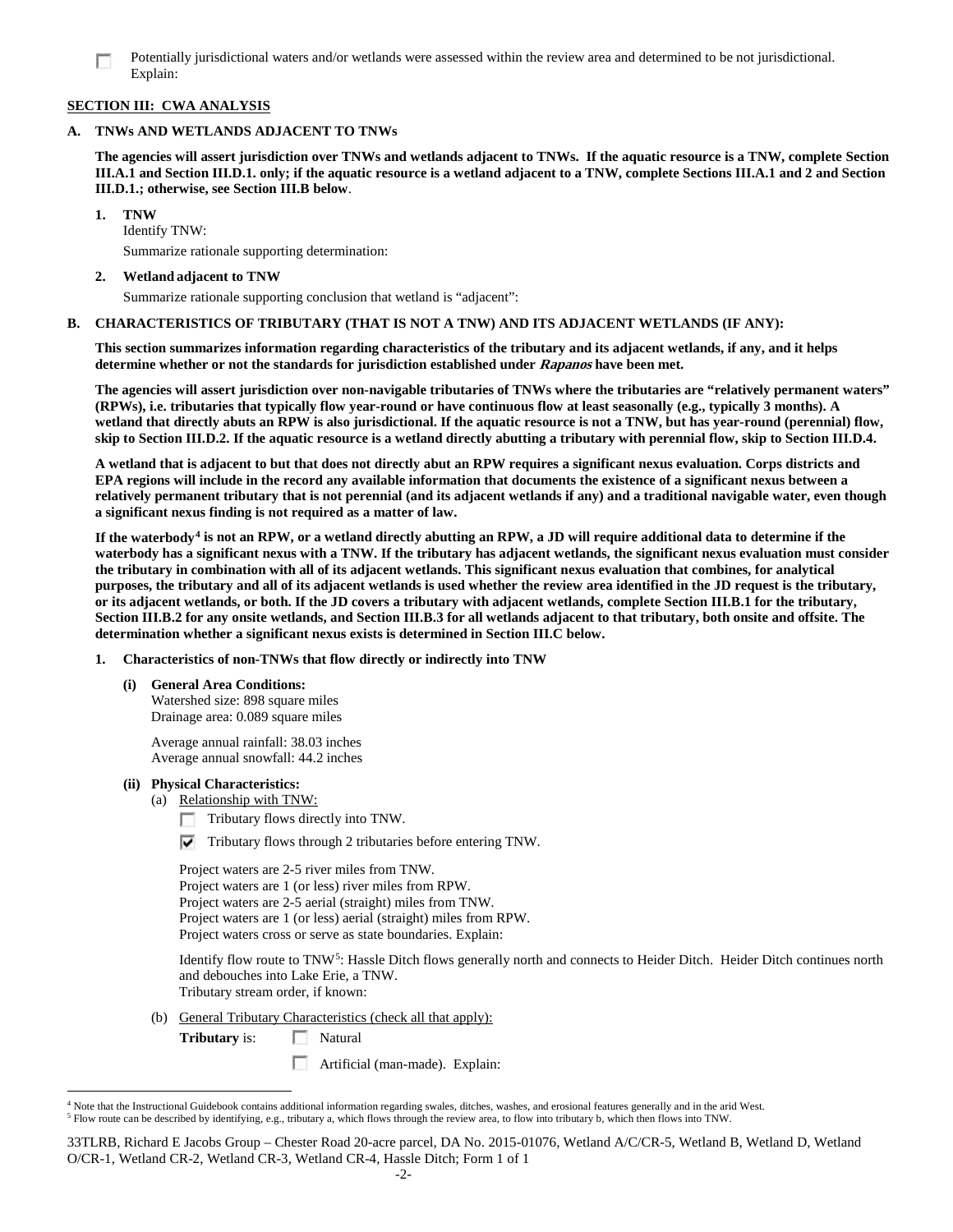☐ Potentially jurisdictional waters and/or wetlands were assessed within the review area and determined to be not jurisdictional. Explain:

## SECTION III: CWA ANALYSIS

### A. TNWs AND WETLANDS ADJACENT TO TNWs

**The agencies will assert jurisdiction over TNWs and wetlands adjacent to TNWs. If the aquatic resource is a TNW, complete Section III.A.1 and Section III.D.1. only; if the aquatic resource is a wetland adjacent to a TNW, complete Sections III.A.1 and 2 and Section III.D.1.; otherwise, see Section III.B below.**

**1. TNW**

Identify TNW:

Summarize rationale supporting determination:

**2. Wetland adjacent to TNW**

Summarize rationale supporting conclusion that wetland is "adjacent":

### B. CHARACTERISTICS OF TRIBUTARY (THAT IS NOT A TNW) AND ITS ADJACENT WETLANDS (IF ANY):

**This section summarizes information regarding characteristics of the tributary and its adjacent wetlands, if any, and it helps determine whether or not the standards for jurisdiction established under *Rapanos* have been met.**

**The agencies will assert jurisdiction over non-navigable tributaries of TNWs where the tributaries are "relatively permanent waters" (RPWs), i.e. tributaries that typically flow year-round or have continuous flow at least seasonally (e.g., typically 3 months). A wetland that directly abuts an RPW is also jurisdictional. If the aquatic resource is not a TNW, but has year-round (perennial) flow, skip to Section III.D.2. If the aquatic resource is a wetland directly abutting a tributary with perennial flow, skip to Section III.D.4.**

**A wetland that is adjacent to but that does not directly abut an RPW requires a significant nexus evaluation. Corps districts and EPA regions will include in the record any available information that documents the existence of a significant nexus between a relatively permanent tributary that is not perennial (and its adjacent wetlands if any) and a traditional navigable water, even though a significant nexus finding is not required as a matter of law.**

**If the waterbody[4] is not an RPW, or a wetland directly abutting an RPW, a JD will require additional data to determine if the waterbody has a significant nexus with a TNW. If the tributary has adjacent wetlands, the significant nexus evaluation must consider the tributary in combination with all of its adjacent wetlands. This significant nexus evaluation that combines, for analytical purposes, the tributary and all of its adjacent wetlands is used whether the review area identified in the JD request is the tributary, or its adjacent wetlands, or both. If the JD covers a tributary with adjacent wetlands, complete Section III.B.1 for the tributary, Section III.B.2 for any onsite wetlands, and Section III.B.3 for all wetlands adjacent to that tributary, both onsite and offsite. The determination whether a significant nexus exists is determined in Section III.C below.**

**1. Characteristics of non-TNWs that flow directly or indirectly into TNW**

**(i) General Area Conditions:**

Watershed size: 898 square miles
Drainage area: 0.089 square miles

Average annual rainfall: 38.03 inches
Average annual snowfall: 44.2 inches

**(ii) Physical Characteristics:**

(a) Relationship with TNW:

☐ Tributary flows directly into TNW.

☑ Tributary flows through 2 tributaries before entering TNW.

Project waters are 2-5 river miles from TNW.
Project waters are 1 (or less) river miles from RPW.
Project waters are 2-5 aerial (straight) miles from TNW.
Project waters are 1 (or less) aerial (straight) miles from RPW.
Project waters cross or serve as state boundaries. Explain:

Identify flow route to TNW[5]: Hassle Ditch flows generally north and connects to Heider Ditch. Heider Ditch continues north and debouches into Lake Erie, a TNW.
Tributary stream order, if known:

(b) General Tributary Characteristics (check all that apply):

**Tributary** is: ☐ Natural

☐ Artificial (man-made). Explain:

---

[4] Note that the Instructional Guidebook contains additional information regarding swales, ditches, washes, and erosional features generally and in the arid West.

[5] Flow route can be described by identifying, e.g., tributary a, which flows through the review area, to flow into tributary b, which then flows into TNW.

33TLRB, Richard E Jacobs Group – Chester Road 20-acre parcel, DA No. 2015-01076, Wetland A/C/CR-5, Wetland B, Wetland D, Wetland O/CR-1, Wetland CR-2, Wetland CR-3, Wetland CR-4, Hassle Ditch; Form 1 of 1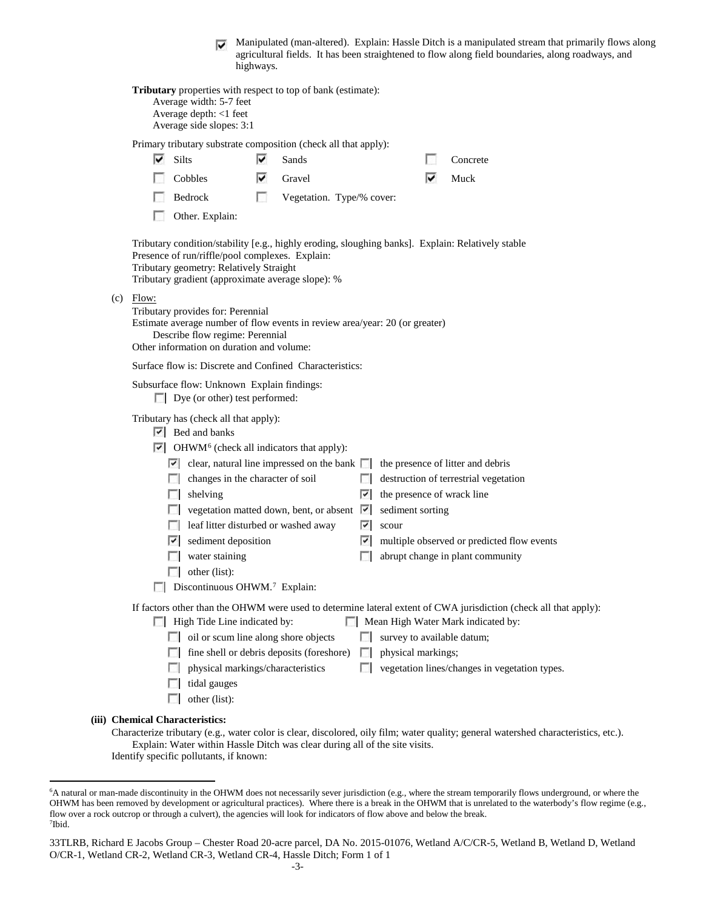- [x] Manipulated (man-altered). Explain: Hassle Ditch is a manipulated stream that primarily flows along agricultural fields. It has been straightened to flow along field boundaries, along roadways, and highways.

**Tributary** properties with respect to top of bank (estimate):
Average width: 5-7 feet
Average depth: <1 feet
Average side slopes: 3:1

Primary tributary substrate composition (check all that apply):

- [x] Silts
- [x] Sands
- [ ] Concrete
- [ ] Cobbles
- [x] Gravel
- [x] Muck
- [ ] Bedrock
- [ ] Vegetation. Type/% cover:
- [ ] Other. Explain:

Tributary condition/stability [e.g., highly eroding, sloughing banks]. Explain: Relatively stable
Presence of run/riffle/pool complexes. Explain:
Tributary geometry: Relatively Straight
Tributary gradient (approximate average slope): %

(c) Flow:

Tributary provides for: Perennial
Estimate average number of flow events in review area/year: 20 (or greater)
Describe flow regime: Perennial
Other information on duration and volume:

Surface flow is: Discrete and Confined Characteristics:

Subsurface flow: Unknown Explain findings:
- [ ] Dye (or other) test performed:

Tributary has (check all that apply):
- [x] Bed and banks
- [x] OHWM[6] (check all indicators that apply):
  - [x] clear, natural line impressed on the bank
  - [ ] the presence of litter and debris
  - [ ] changes in the character of soil
  - [ ] destruction of terrestrial vegetation
  - [ ] shelving
  - [x] the presence of wrack line
  - [ ] vegetation matted down, bent, or absent
  - [x] sediment sorting
  - [ ] leaf litter disturbed or washed away
  - [x] scour
  - [x] sediment deposition
  - [x] multiple observed or predicted flow events
  - [ ] water staining
  - [ ] abrupt change in plant community
  - [ ] other (list):
- [ ] Discontinuous OHWM.[7] Explain:

If factors other than the OHWM were used to determine lateral extent of CWA jurisdiction (check all that apply):
- [ ] High Tide Line indicated by:
  - [ ] oil or scum line along shore objects
  - [ ] fine shell or debris deposits (foreshore)
  - [ ] physical markings/characteristics
  - [ ] tidal gauges
  - [ ] other (list):
- [ ] Mean High Water Mark indicated by:
  - [ ] survey to available datum;
  - [ ] physical markings;
  - [ ] vegetation lines/changes in vegetation types.

**(iii) Chemical Characteristics:**

Characterize tributary (e.g., water color is clear, discolored, oily film; water quality; general watershed characteristics, etc.).
Explain: Water within Hassle Ditch was clear during all of the site visits.
Identify specific pollutants, if known:

---

[6]A natural or man-made discontinuity in the OHWM does not necessarily sever jurisdiction (e.g., where the stream temporarily flows underground, or where the OHWM has been removed by development or agricultural practices). Where there is a break in the OHWM that is unrelated to the waterbody's flow regime (e.g., flow over a rock outcrop or through a culvert), the agencies will look for indicators of flow above and below the break.
[7]Ibid.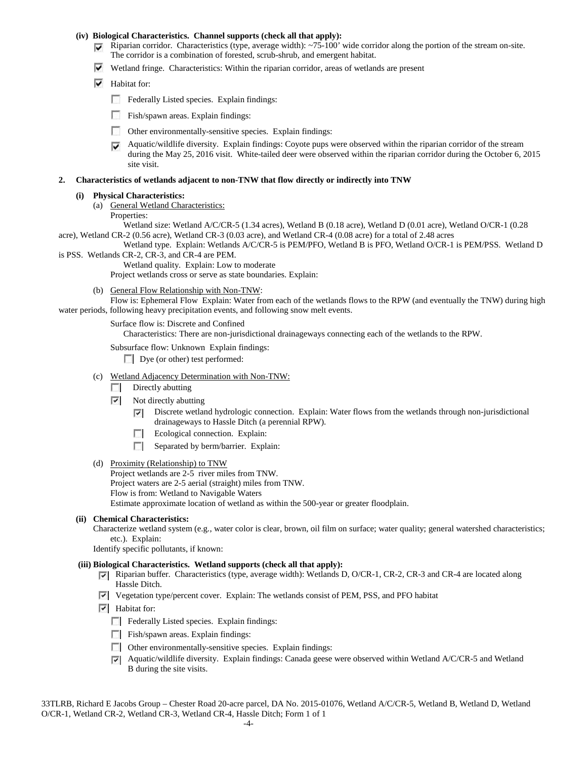**(iv) Biological Characteristics. Channel supports (check all that apply):**

- ☑ Riparian corridor. Characteristics (type, average width): ~75-100' wide corridor along the portion of the stream on-site. The corridor is a combination of forested, scrub-shrub, and emergent habitat.
- ☑ Wetland fringe. Characteristics: Within the riparian corridor, areas of wetlands are present
- ☑ Habitat for:
  - ☐ Federally Listed species. Explain findings:
  - ☐ Fish/spawn areas. Explain findings:
  - ☐ Other environmentally-sensitive species. Explain findings:
  - ☑ Aquatic/wildlife diversity. Explain findings: Coyote pups were observed within the riparian corridor of the stream during the May 25, 2016 visit. White-tailed deer were observed within the riparian corridor during the October 6, 2015 site visit.

**2. Characteristics of wetlands adjacent to non-TNW that flow directly or indirectly into TNW**

**(i) Physical Characteristics:**

(a) General Wetland Characteristics:

Properties:

Wetland size: Wetland A/C/CR-5 (1.34 acres), Wetland B (0.18 acre), Wetland D (0.01 acre), Wetland O/CR-1 (0.28 acre), Wetland CR-2 (0.56 acre), Wetland CR-3 (0.03 acre), and Wetland CR-4 (0.08 acre) for a total of 2.48 acres

Wetland type. Explain: Wetlands A/C/CR-5 is PEM/PFO, Wetland B is PFO, Wetland O/CR-1 is PEM/PSS. Wetland D is PSS. Wetlands CR-2, CR-3, and CR-4 are PEM.

Wetland quality. Explain: Low to moderate

Project wetlands cross or serve as state boundaries. Explain:

(b) General Flow Relationship with Non-TNW:

Flow is: Ephemeral Flow Explain: Water from each of the wetlands flows to the RPW (and eventually the TNW) during high water periods, following heavy precipitation events, and following snow melt events.

Surface flow is: Discrete and Confined

Characteristics: There are non-jurisdictional drainageways connecting each of the wetlands to the RPW.

Subsurface flow: Unknown Explain findings:

☐ Dye (or other) test performed:

(c) Wetland Adjacency Determination with Non-TNW:

- ☐ Directly abutting
- ☑ Not directly abutting
  - ☑ Discrete wetland hydrologic connection. Explain: Water flows from the wetlands through non-jurisdictional drainageways to Hassle Ditch (a perennial RPW).
  - ☐ Ecological connection. Explain:
  - ☐ Separated by berm/barrier. Explain:

(d) Proximity (Relationship) to TNW

Project wetlands are 2-5 river miles from TNW.
Project waters are 2-5 aerial (straight) miles from TNW.
Flow is from: Wetland to Navigable Waters
Estimate approximate location of wetland as within the 500-year or greater floodplain.

**(ii) Chemical Characteristics:**

Characterize wetland system (e.g., water color is clear, brown, oil film on surface; water quality; general watershed characteristics; etc.). Explain:

Identify specific pollutants, if known:

**(iii) Biological Characteristics. Wetland supports (check all that apply):**

- ☑ Riparian buffer. Characteristics (type, average width): Wetlands D, O/CR-1, CR-2, CR-3 and CR-4 are located along Hassle Ditch.
- ☑ Vegetation type/percent cover. Explain: The wetlands consist of PEM, PSS, and PFO habitat
- ☑ Habitat for:
  - ☐ Federally Listed species. Explain findings:
  - ☐ Fish/spawn areas. Explain findings:
  - ☐ Other environmentally-sensitive species. Explain findings:
  - ☑ Aquatic/wildlife diversity. Explain findings: Canada geese were observed within Wetland A/C/CR-5 and Wetland B during the site visits.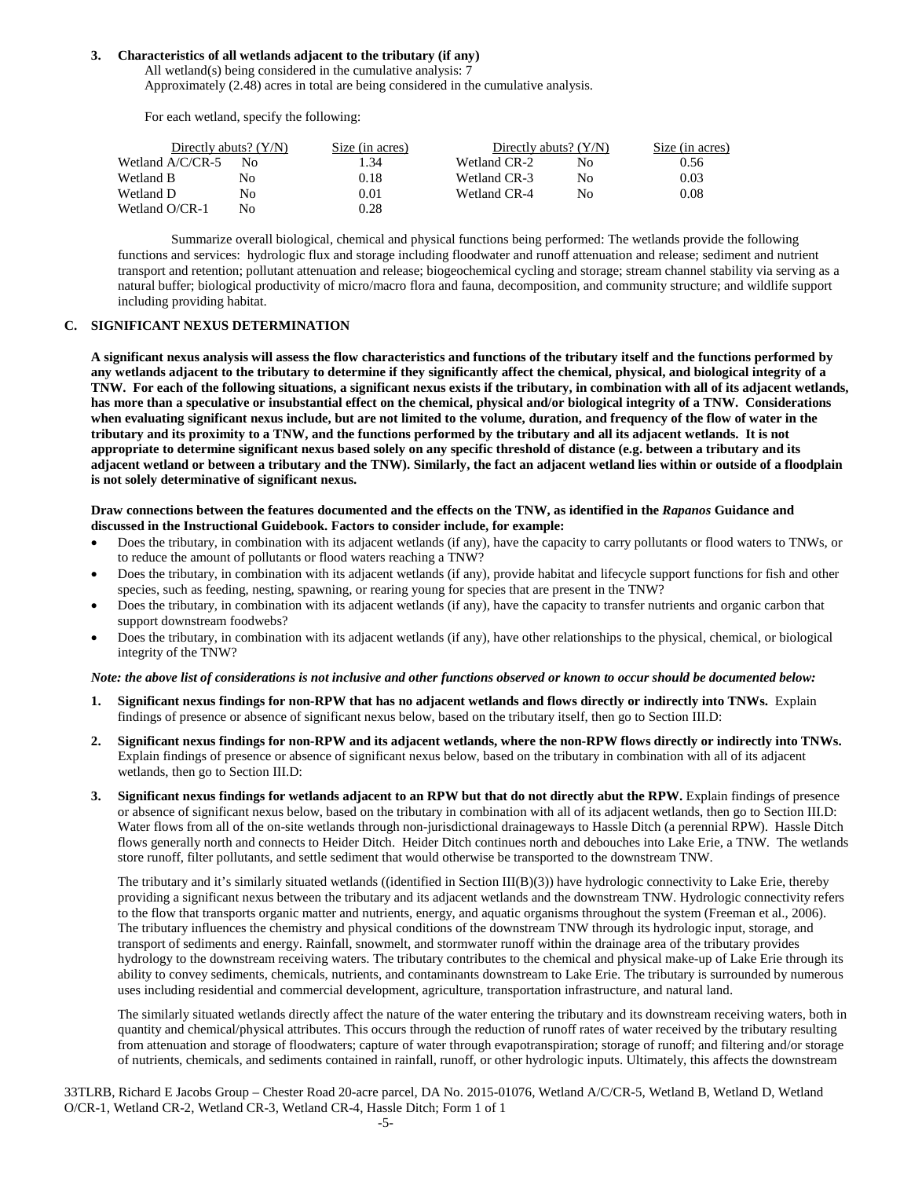**3. Characteristics of all wetlands adjacent to the tributary (if any)**

All wetland(s) being considered in the cumulative analysis: 7
Approximately (2.48) acres in total are being considered in the cumulative analysis.

For each wetland, specify the following:

| | Directly abuts? (Y/N) | Size (in acres) | | Directly abuts? (Y/N) | Size (in acres) |
|---|---|---|---|---|---|
| Wetland A/C/CR-5 | No | 1.34 | Wetland CR-2 | No | 0.56 |
| Wetland B | No | 0.18 | Wetland CR-3 | No | 0.03 |
| Wetland D | No | 0.01 | Wetland CR-4 | No | 0.08 |
| Wetland O/CR-1 | No | 0.28 | | | |

Summarize overall biological, chemical and physical functions being performed: The wetlands provide the following functions and services: hydrologic flux and storage including floodwater and runoff attenuation and release; sediment and nutrient transport and retention; pollutant attenuation and release; biogeochemical cycling and storage; stream channel stability via serving as a natural buffer; biological productivity of micro/macro flora and fauna, decomposition, and community structure; and wildlife support including providing habitat.

## C. SIGNIFICANT NEXUS DETERMINATION

**A significant nexus analysis will assess the flow characteristics and functions of the tributary itself and the functions performed by any wetlands adjacent to the tributary to determine if they significantly affect the chemical, physical, and biological integrity of a TNW. For each of the following situations, a significant nexus exists if the tributary, in combination with all of its adjacent wetlands, has more than a speculative or insubstantial effect on the chemical, physical and/or biological integrity of a TNW. Considerations when evaluating significant nexus include, but are not limited to the volume, duration, and frequency of the flow of water in the tributary and its proximity to a TNW, and the functions performed by the tributary and all its adjacent wetlands. It is not appropriate to determine significant nexus based solely on any specific threshold of distance (e.g. between a tributary and its adjacent wetland or between a tributary and the TNW). Similarly, the fact an adjacent wetland lies within or outside of a floodplain is not solely determinative of significant nexus.**

**Draw connections between the features documented and the effects on the TNW, as identified in the *Rapanos* Guidance and discussed in the Instructional Guidebook. Factors to consider include, for example:**

- Does the tributary, in combination with its adjacent wetlands (if any), have the capacity to carry pollutants or flood waters to TNWs, or to reduce the amount of pollutants or flood waters reaching a TNW?
- Does the tributary, in combination with its adjacent wetlands (if any), provide habitat and lifecycle support functions for fish and other species, such as feeding, nesting, spawning, or rearing young for species that are present in the TNW?
- Does the tributary, in combination with its adjacent wetlands (if any), have the capacity to transfer nutrients and organic carbon that support downstream foodwebs?
- Does the tributary, in combination with its adjacent wetlands (if any), have other relationships to the physical, chemical, or biological integrity of the TNW?

***Note: the above list of considerations is not inclusive and other functions observed or known to occur should be documented below:***

1. **Significant nexus findings for non-RPW that has no adjacent wetlands and flows directly or indirectly into TNWs.** Explain findings of presence or absence of significant nexus below, based on the tributary itself, then go to Section III.D:

2. **Significant nexus findings for non-RPW and its adjacent wetlands, where the non-RPW flows directly or indirectly into TNWs.** Explain findings of presence or absence of significant nexus below, based on the tributary in combination with all of its adjacent wetlands, then go to Section III.D:

3. **Significant nexus findings for wetlands adjacent to an RPW but that do not directly abut the RPW.** Explain findings of presence or absence of significant nexus below, based on the tributary in combination with all of its adjacent wetlands, then go to Section III.D: Water flows from all of the on-site wetlands through non-jurisdictional drainageways to Hassle Ditch (a perennial RPW). Hassle Ditch flows generally north and connects to Heider Ditch. Heider Ditch continues north and debouches into Lake Erie, a TNW. The wetlands store runoff, filter pollutants, and settle sediment that would otherwise be transported to the downstream TNW.

   The tributary and it's similarly situated wetlands ((identified in Section III(B)(3)) have hydrologic connectivity to Lake Erie, thereby providing a significant nexus between the tributary and its adjacent wetlands and the downstream TNW. Hydrologic connectivity refers to the flow that transports organic matter and nutrients, energy, and aquatic organisms throughout the system (Freeman et al., 2006). The tributary influences the chemistry and physical conditions of the downstream TNW through its hydrologic input, storage, and transport of sediments and energy. Rainfall, snowmelt, and stormwater runoff within the drainage area of the tributary provides hydrology to the downstream receiving waters. The tributary contributes to the chemical and physical make-up of Lake Erie through its ability to convey sediments, chemicals, nutrients, and contaminants downstream to Lake Erie. The tributary is surrounded by numerous uses including residential and commercial development, agriculture, transportation infrastructure, and natural land.

   The similarly situated wetlands directly affect the nature of the water entering the tributary and its downstream receiving waters, both in quantity and chemical/physical attributes. This occurs through the reduction of runoff rates of water received by the tributary resulting from attenuation and storage of floodwaters; capture of water through evapotranspiration; storage of runoff; and filtering and/or storage of nutrients, chemicals, and sediments contained in rainfall, runoff, or other hydrologic inputs. Ultimately, this affects the downstream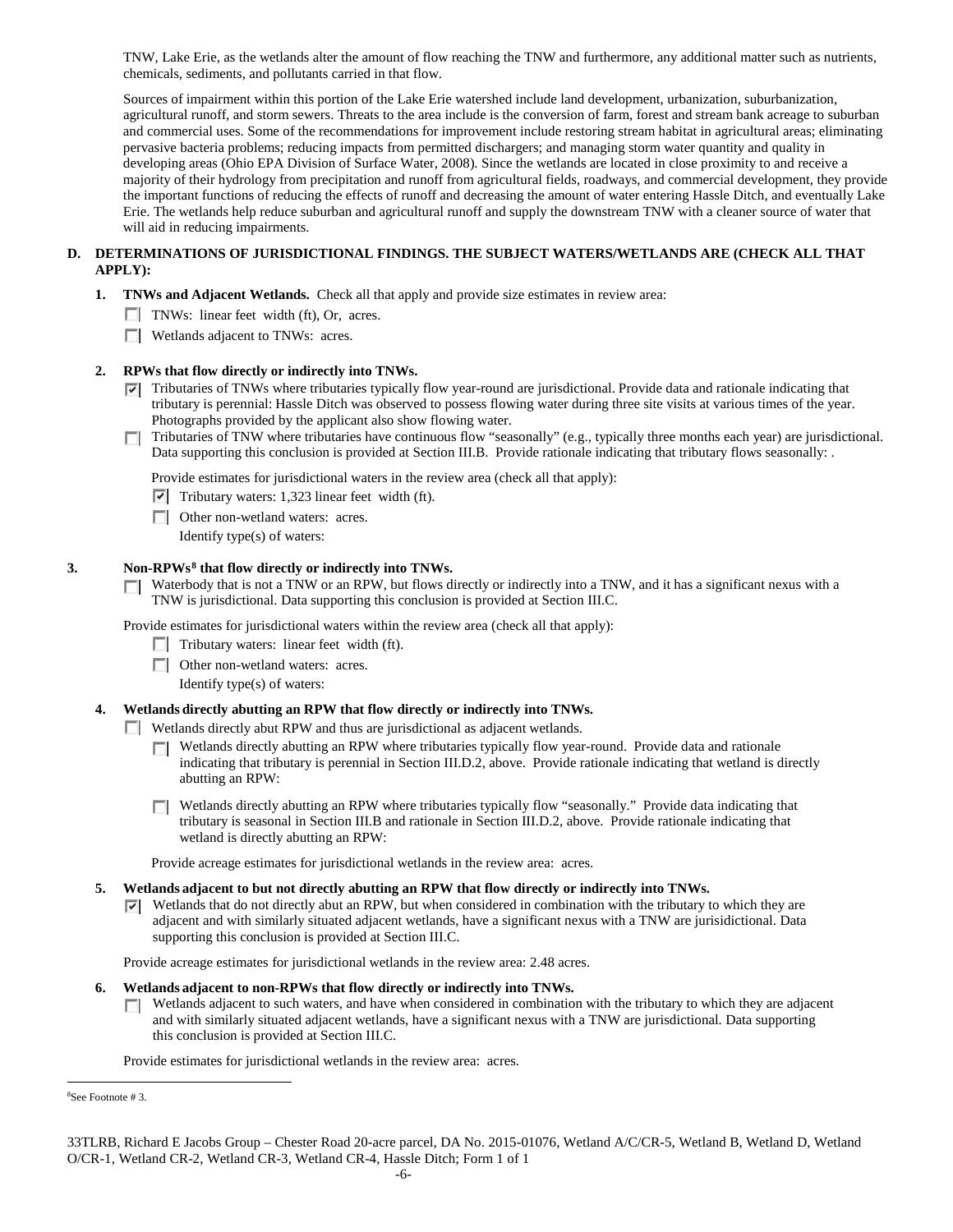TNW, Lake Erie, as the wetlands alter the amount of flow reaching the TNW and furthermore, any additional matter such as nutrients, chemicals, sediments, and pollutants carried in that flow.

Sources of impairment within this portion of the Lake Erie watershed include land development, urbanization, suburbanization, agricultural runoff, and storm sewers. Threats to the area include is the conversion of farm, forest and stream bank acreage to suburban and commercial uses. Some of the recommendations for improvement include restoring stream habitat in agricultural areas; eliminating pervasive bacteria problems; reducing impacts from permitted dischargers; and managing storm water quantity and quality in developing areas (Ohio EPA Division of Surface Water, 2008). Since the wetlands are located in close proximity to and receive a majority of their hydrology from precipitation and runoff from agricultural fields, roadways, and commercial development, they provide the important functions of reducing the effects of runoff and decreasing the amount of water entering Hassle Ditch, and eventually Lake Erie. The wetlands help reduce suburban and agricultural runoff and supply the downstream TNW with a cleaner source of water that will aid in reducing impairments.

**D. DETERMINATIONS OF JURISDICTIONAL FINDINGS. THE SUBJECT WATERS/WETLANDS ARE (CHECK ALL THAT APPLY):**

**1. TNWs and Adjacent Wetlands.** Check all that apply and provide size estimates in review area:

- ☐ TNWs: linear feet width (ft), Or, acres.
- ☐ Wetlands adjacent to TNWs: acres.

**2. RPWs that flow directly or indirectly into TNWs.**

- ☑ Tributaries of TNWs where tributaries typically flow year-round are jurisdictional. Provide data and rationale indicating that tributary is perennial: Hassle Ditch was observed to possess flowing water during three site visits at various times of the year. Photographs provided by the applicant also show flowing water.
- ☐ Tributaries of TNW where tributaries have continuous flow "seasonally" (e.g., typically three months each year) are jurisdictional. Data supporting this conclusion is provided at Section III.B. Provide rationale indicating that tributary flows seasonally: .

Provide estimates for jurisdictional waters in the review area (check all that apply):

- ☑ Tributary waters: 1,323 linear feet width (ft).
- ☐ Other non-wetland waters: acres.

  Identify type(s) of waters:

**3. Non-RPWs[8] that flow directly or indirectly into TNWs.**

- ☐ Waterbody that is not a TNW or an RPW, but flows directly or indirectly into a TNW, and it has a significant nexus with a TNW is jurisdictional. Data supporting this conclusion is provided at Section III.C.

Provide estimates for jurisdictional waters within the review area (check all that apply):

- ☐ Tributary waters: linear feet width (ft).
- ☐ Other non-wetland waters: acres.

  Identify type(s) of waters:

**4. Wetlands directly abutting an RPW that flow directly or indirectly into TNWs.**

- ☐ Wetlands directly abut RPW and thus are jurisdictional as adjacent wetlands.
  - ☐ Wetlands directly abutting an RPW where tributaries typically flow year-round. Provide data and rationale indicating that tributary is perennial in Section III.D.2, above. Provide rationale indicating that wetland is directly abutting an RPW:
  - ☐ Wetlands directly abutting an RPW where tributaries typically flow "seasonally." Provide data indicating that tributary is seasonal in Section III.B and rationale in Section III.D.2, above. Provide rationale indicating that wetland is directly abutting an RPW:

Provide acreage estimates for jurisdictional wetlands in the review area: acres.

**5. Wetlands adjacent to but not directly abutting an RPW that flow directly or indirectly into TNWs.**

- ☑ Wetlands that do not directly abut an RPW, but when considered in combination with the tributary to which they are adjacent and with similarly situated adjacent wetlands, have a significant nexus with a TNW are jurisidictional. Data supporting this conclusion is provided at Section III.C.

Provide acreage estimates for jurisdictional wetlands in the review area: 2.48 acres.

**6. Wetlands adjacent to non-RPWs that flow directly or indirectly into TNWs.**

- ☐ Wetlands adjacent to such waters, and have when considered in combination with the tributary to which they are adjacent and with similarly situated adjacent wetlands, have a significant nexus with a TNW are jurisdictional. Data supporting this conclusion is provided at Section III.C.

Provide estimates for jurisdictional wetlands in the review area: acres.

---

[8] See Footnote # 3.

33TLRB, Richard E Jacobs Group – Chester Road 20-acre parcel, DA No. 2015-01076, Wetland A/C/CR-5, Wetland B, Wetland D, Wetland O/CR-1, Wetland CR-2, Wetland CR-3, Wetland CR-4, Hassle Ditch; Form 1 of 1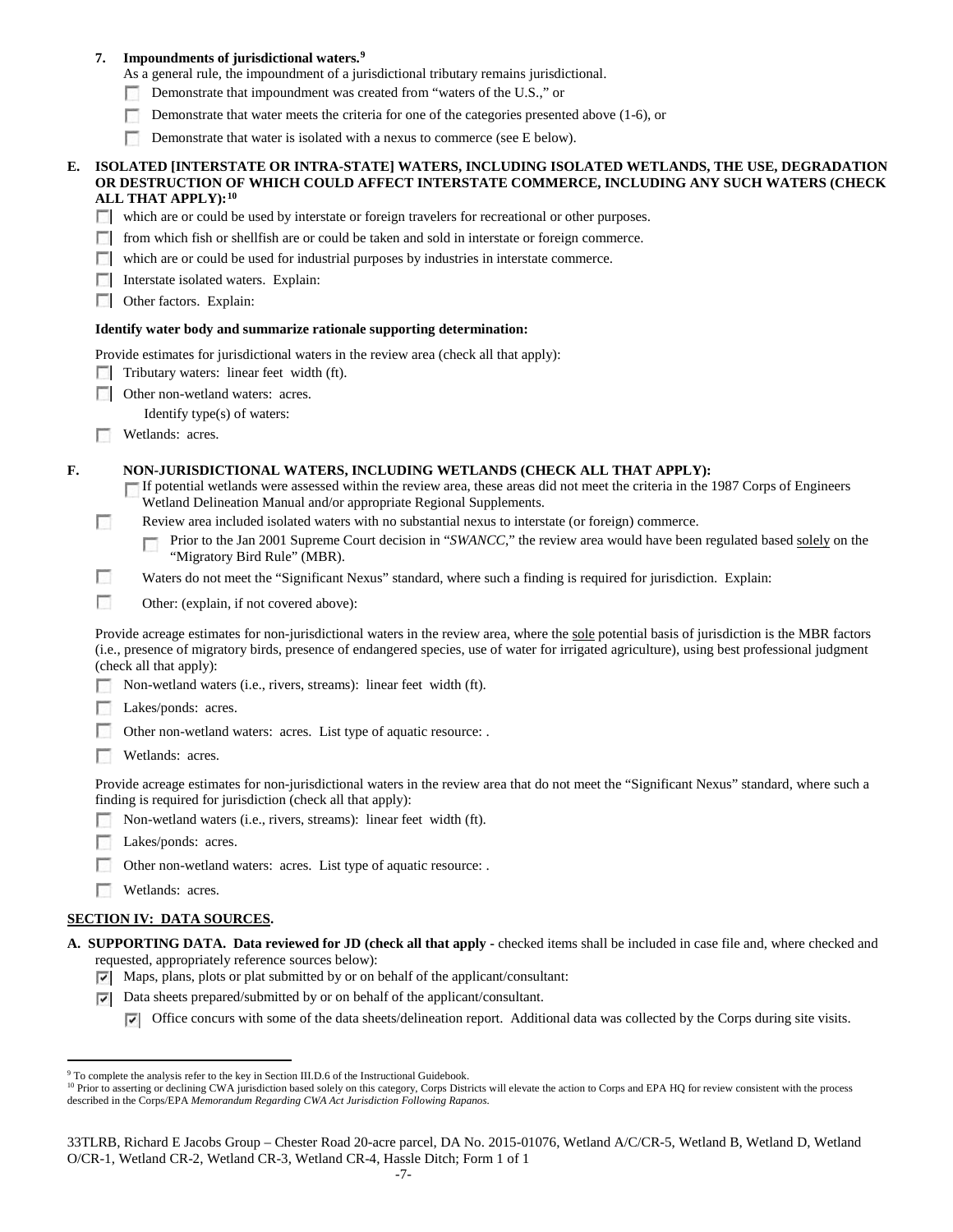**7. Impoundments of jurisdictional waters.**[9]

As a general rule, the impoundment of a jurisdictional tributary remains jurisdictional.

- ☐ Demonstrate that impoundment was created from "waters of the U.S.," or
- ☐ Demonstrate that water meets the criteria for one of the categories presented above (1-6), or
- ☐ Demonstrate that water is isolated with a nexus to commerce (see E below).

**E. ISOLATED [INTERSTATE OR INTRA-STATE] WATERS, INCLUDING ISOLATED WETLANDS, THE USE, DEGRADATION OR DESTRUCTION OF WHICH COULD AFFECT INTERSTATE COMMERCE, INCLUDING ANY SUCH WATERS (CHECK ALL THAT APPLY):**[10]

- ☐ which are or could be used by interstate or foreign travelers for recreational or other purposes.
- ☐ from which fish or shellfish are or could be taken and sold in interstate or foreign commerce.
- ☐ which are or could be used for industrial purposes by industries in interstate commerce.
- ☐ Interstate isolated waters. Explain:
- ☐ Other factors. Explain:

**Identify water body and summarize rationale supporting determination:**

Provide estimates for jurisdictional waters in the review area (check all that apply):

- ☐ Tributary waters: linear feet width (ft).
- ☐ Other non-wetland waters: acres.
  
  Identify type(s) of waters:
- ☐ Wetlands: acres.

**F. NON-JURISDICTIONAL WATERS, INCLUDING WETLANDS (CHECK ALL THAT APPLY):**

- ☐ If potential wetlands were assessed within the review area, these areas did not meet the criteria in the 1987 Corps of Engineers Wetland Delineation Manual and/or appropriate Regional Supplements.
- ☐ Review area included isolated waters with no substantial nexus to interstate (or foreign) commerce.
  - ☐ Prior to the Jan 2001 Supreme Court decision in "*SWANCC*," the review area would have been regulated based solely on the "Migratory Bird Rule" (MBR).
- ☐ Waters do not meet the "Significant Nexus" standard, where such a finding is required for jurisdiction. Explain:
- ☐ Other: (explain, if not covered above):

Provide acreage estimates for non-jurisdictional waters in the review area, where the sole potential basis of jurisdiction is the MBR factors (i.e., presence of migratory birds, presence of endangered species, use of water for irrigated agriculture), using best professional judgment (check all that apply):

- ☐ Non-wetland waters (i.e., rivers, streams): linear feet width (ft).
- ☐ Lakes/ponds: acres.
- ☐ Other non-wetland waters: acres. List type of aquatic resource: .
- ☐ Wetlands: acres.

Provide acreage estimates for non-jurisdictional waters in the review area that do not meet the "Significant Nexus" standard, where such a finding is required for jurisdiction (check all that apply):

- ☐ Non-wetland waters (i.e., rivers, streams): linear feet width (ft).
- ☐ Lakes/ponds: acres.
- ☐ Other non-wetland waters: acres. List type of aquatic resource: .
- ☐ Wetlands: acres.

## SECTION IV: DATA SOURCES.

**A. SUPPORTING DATA. Data reviewed for JD (check all that apply -** checked items shall be included in case file and, where checked and requested, appropriately reference sources below):

- ☑ Maps, plans, plots or plat submitted by or on behalf of the applicant/consultant:
- ☑ Data sheets prepared/submitted by or on behalf of the applicant/consultant.
  - ☑ Office concurs with some of the data sheets/delineation report. Additional data was collected by the Corps during site visits.

---

[9] To complete the analysis refer to the key in Section III.D.6 of the Instructional Guidebook.

[10] Prior to asserting or declining CWA jurisdiction based solely on this category, Corps Districts will elevate the action to Corps and EPA HQ for review consistent with the process described in the Corps/EPA *Memorandum Regarding CWA Act Jurisdiction Following Rapanos.*

33TLRB, Richard E Jacobs Group – Chester Road 20-acre parcel, DA No. 2015-01076, Wetland A/C/CR-5, Wetland B, Wetland D, Wetland O/CR-1, Wetland CR-2, Wetland CR-3, Wetland CR-4, Hassle Ditch; Form 1 of 1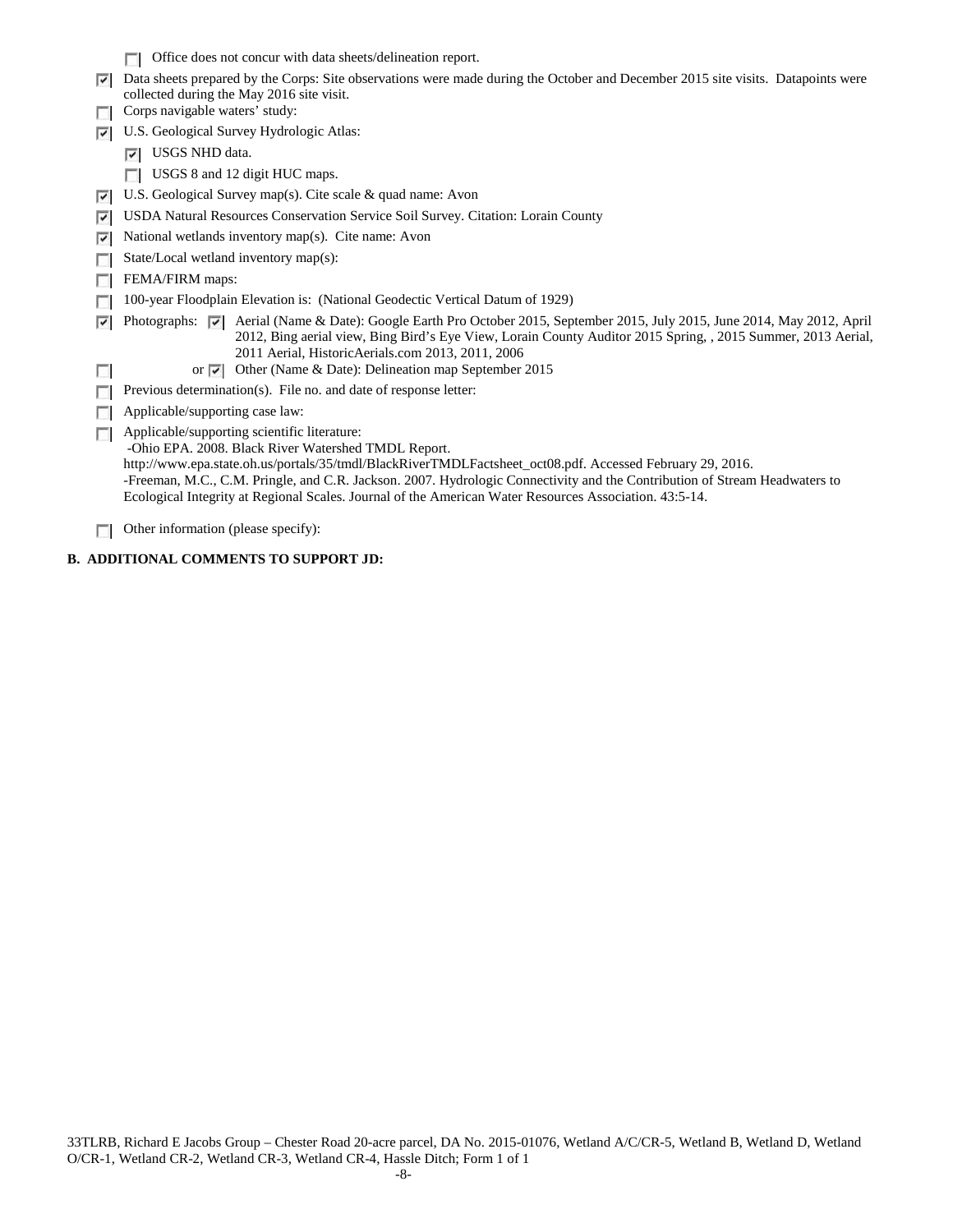- [ ] Office does not concur with data sheets/delineation report.
- [x] Data sheets prepared by the Corps: Site observations were made during the October and December 2015 site visits. Datapoints were collected during the May 2016 site visit.
- [ ] Corps navigable waters' study:
- [x] U.S. Geological Survey Hydrologic Atlas:
  - [x] USGS NHD data.
  - [ ] USGS 8 and 12 digit HUC maps.
- [x] U.S. Geological Survey map(s). Cite scale & quad name: Avon
- [x] USDA Natural Resources Conservation Service Soil Survey. Citation: Lorain County
- [x] National wetlands inventory map(s). Cite name: Avon
- [ ] State/Local wetland inventory map(s):
- [ ] FEMA/FIRM maps:
- [ ] 100-year Floodplain Elevation is: (National Geodectic Vertical Datum of 1929)
- [x] Photographs: [x] Aerial (Name & Date): Google Earth Pro October 2015, September 2015, July 2015, June 2014, May 2012, April 2012, Bing aerial view, Bing Bird's Eye View, Lorain County Auditor 2015 Spring, , 2015 Summer, 2013 Aerial, 2011 Aerial, HistoricAerials.com 2013, 2011, 2006
- [ ] or [x] Other (Name & Date): Delineation map September 2015
- [ ] Previous determination(s). File no. and date of response letter:
- [ ] Applicable/supporting case law:
- [ ] Applicable/supporting scientific literature:
  -Ohio EPA. 2008. Black River Watershed TMDL Report.
  http://www.epa.state.oh.us/portals/35/tmdl/BlackRiverTMDLFactsheet_oct08.pdf. Accessed February 29, 2016.
  -Freeman, M.C., C.M. Pringle, and C.R. Jackson. 2007. Hydrologic Connectivity and the Contribution of Stream Headwaters to Ecological Integrity at Regional Scales. Journal of the American Water Resources Association. 43:5-14.
- [ ] Other information (please specify):

**B. ADDITIONAL COMMENTS TO SUPPORT JD:**

33TLRB, Richard E Jacobs Group – Chester Road 20-acre parcel, DA No. 2015-01076, Wetland A/C/CR-5, Wetland B, Wetland D, Wetland O/CR-1, Wetland CR-2, Wetland CR-3, Wetland CR-4, Hassle Ditch; Form 1 of 1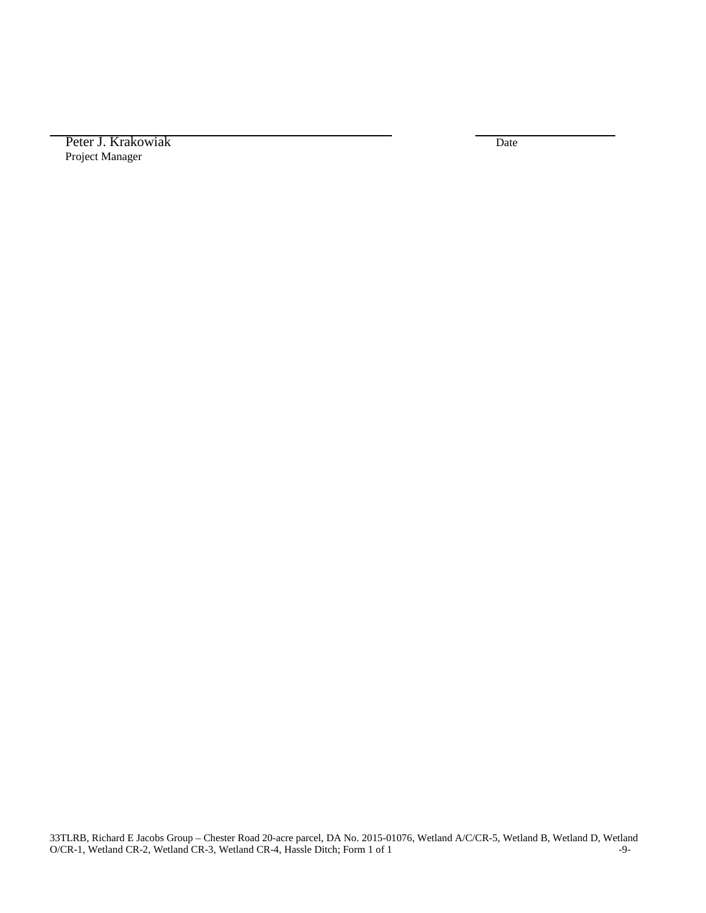Peter J. Krakowiak
Project Manager

Date